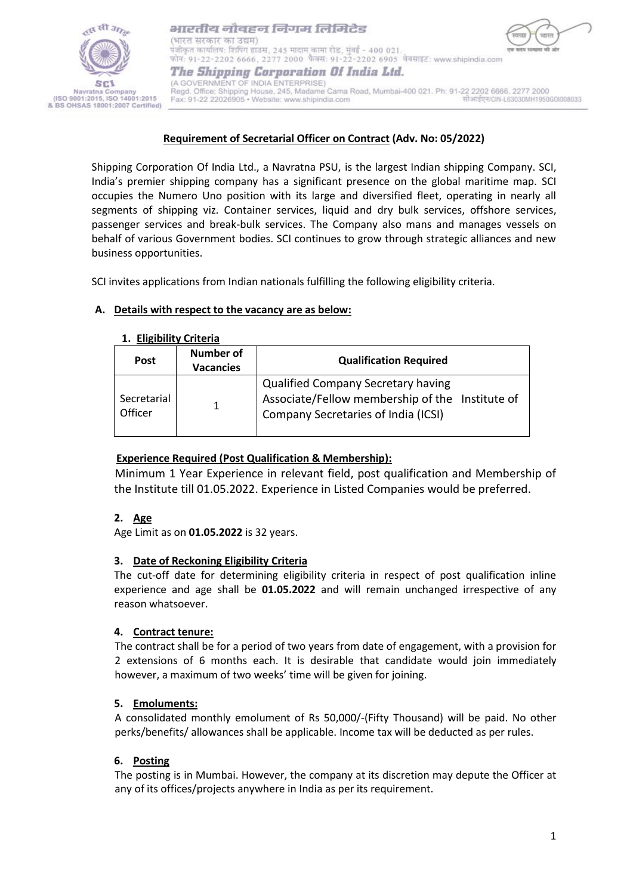भारतीय नौवहन निगम लिमिटेड
(भारत सरकार का उद्यम)
पंजीकृत कार्यालय: शिपिंग हाउस, 245 मादाम कामा रोड, मुंबई - 400 021.
फोन: 91-22-2202 6666, 2277 2000 फैक्स: 91-22-2202 6905 वेबसाइट: www.shipindia.com

**The Shipping Corporation Of India Ltd.**
(A GOVERNMENT OF INDIA ENTERPRISE)
Regd. Office: Shipping House, 245, Madame Cama Road, Mumbai-400 021. Ph: 91-22 2202 6666, 2277 2000
Fax: 91-22 22026905 • Website: www.shipindia.com
सीआईएन/CIN-L63030MH1950GOI008033

SCI Navratna Company (ISO 9001:2015, ISO 14001:2015 & BS OHSAS 18001:2007 Certified)

## Requirement of Secretarial Officer on Contract (Adv. No: 05/2022)

Shipping Corporation Of India Ltd., a Navratna PSU, is the largest Indian shipping Company. SCI, India's premier shipping company has a significant presence on the global maritime map. SCI occupies the Numero Uno position with its large and diversified fleet, operating in nearly all segments of shipping viz. Container services, liquid and dry bulk services, offshore services, passenger services and break-bulk services. The Company also mans and manages vessels on behalf of various Government bodies. SCI continues to grow through strategic alliances and new business opportunities.

SCI invites applications from Indian nationals fulfilling the following eligibility criteria.

### A. Details with respect to the vacancy are as below:

#### 1. Eligibility Criteria

| Post | Number of Vacancies | Qualification Required |
|---|---|---|
| Secretarial Officer | 1 | Qualified Company Secretary having Associate/Fellow membership of the Institute of Company Secretaries of India (ICSI) |

**Experience Required (Post Qualification & Membership):**

Minimum 1 Year Experience in relevant field, post qualification and Membership of the Institute till 01.05.2022. Experience in Listed Companies would be preferred.

#### 2. Age

Age Limit as on **01.05.2022** is 32 years.

#### 3. Date of Reckoning Eligibility Criteria

The cut-off date for determining eligibility criteria in respect of post qualification inline experience and age shall be **01.05.2022** and will remain unchanged irrespective of any reason whatsoever.

#### 4. Contract tenure:

The contract shall be for a period of two years from date of engagement, with a provision for 2 extensions of 6 months each. It is desirable that candidate would join immediately however, a maximum of two weeks' time will be given for joining.

#### 5. Emoluments:

A consolidated monthly emolument of Rs 50,000/-(Fifty Thousand) will be paid. No other perks/benefits/ allowances shall be applicable. Income tax will be deducted as per rules.

#### 6. Posting

The posting is in Mumbai. However, the company at its discretion may depute the Officer at any of its offices/projects anywhere in India as per its requirement.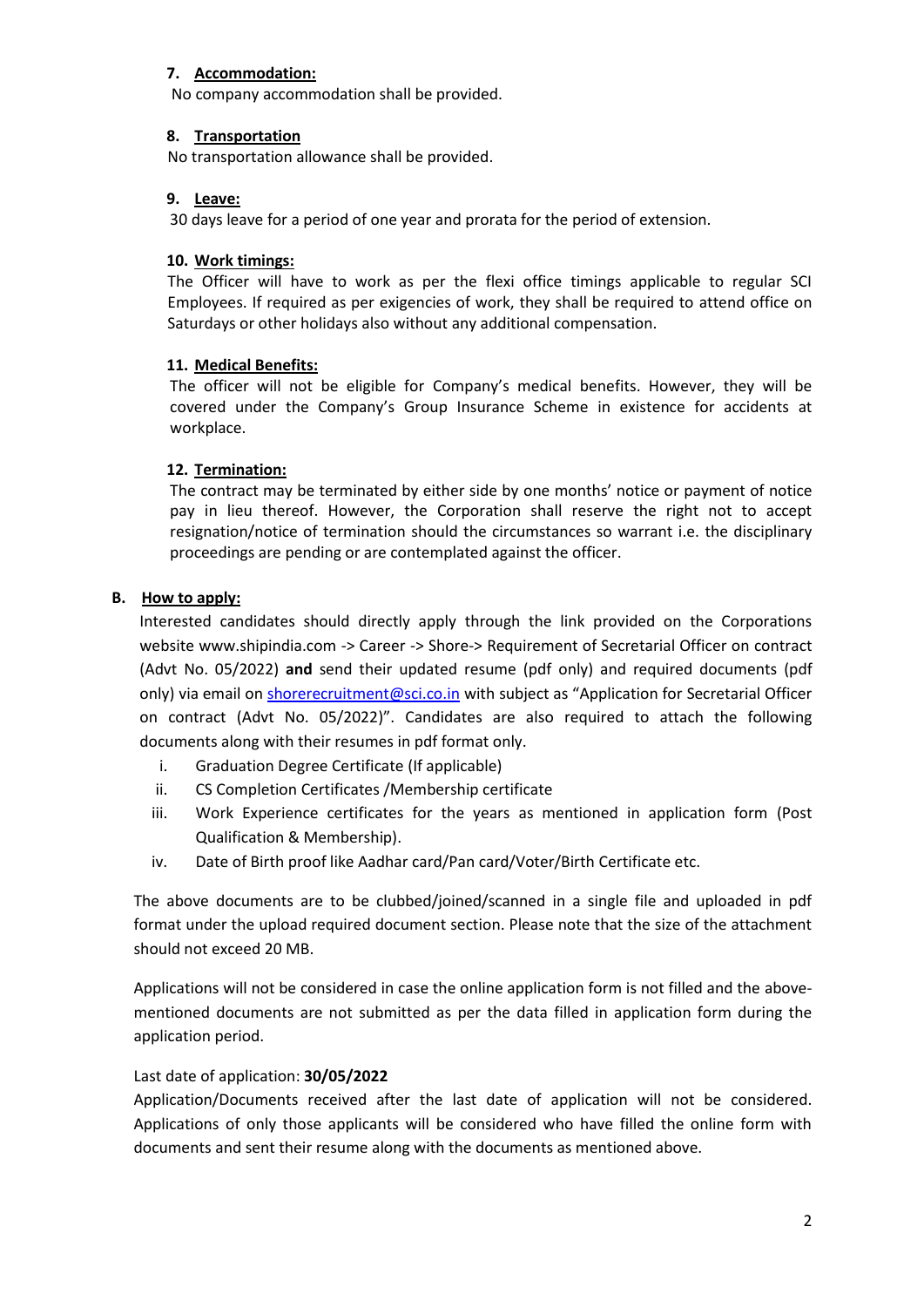7. **Accommodation:**

No company accommodation shall be provided.

8. **Transportation**

No transportation allowance shall be provided.

9. **Leave:**

30 days leave for a period of one year and prorata for the period of extension.

10. **Work timings:**

The Officer will have to work as per the flexi office timings applicable to regular SCI Employees. If required as per exigencies of work, they shall be required to attend office on Saturdays or other holidays also without any additional compensation.

11. **Medical Benefits:**

The officer will not be eligible for Company's medical benefits. However, they will be covered under the Company's Group Insurance Scheme in existence for accidents at workplace.

12. **Termination:**

The contract may be terminated by either side by one months' notice or payment of notice pay in lieu thereof. However, the Corporation shall reserve the right not to accept resignation/notice of termination should the circumstances so warrant i.e. the disciplinary proceedings are pending or are contemplated against the officer.

## B. How to apply:

Interested candidates should directly apply through the link provided on the Corporations website www.shipindia.com -> Career -> Shore-> Requirement of Secretarial Officer on contract (Advt No. 05/2022) **and** send their updated resume (pdf only) and required documents (pdf only) via email on shorerecruitment@sci.co.in with subject as "Application for Secretarial Officer on contract (Advt No. 05/2022)". Candidates are also required to attach the following documents along with their resumes in pdf format only.

i. Graduation Degree Certificate (If applicable)
ii. CS Completion Certificates /Membership certificate
iii. Work Experience certificates for the years as mentioned in application form (Post Qualification & Membership).
iv. Date of Birth proof like Aadhar card/Pan card/Voter/Birth Certificate etc.

The above documents are to be clubbed/joined/scanned in a single file and uploaded in pdf format under the upload required document section. Please note that the size of the attachment should not exceed 20 MB.

Applications will not be considered in case the online application form is not filled and the above-mentioned documents are not submitted as per the data filled in application form during the application period.

Last date of application: **30/05/2022**

Application/Documents received after the last date of application will not be considered. Applications of only those applicants will be considered who have filled the online form with documents and sent their resume along with the documents as mentioned above.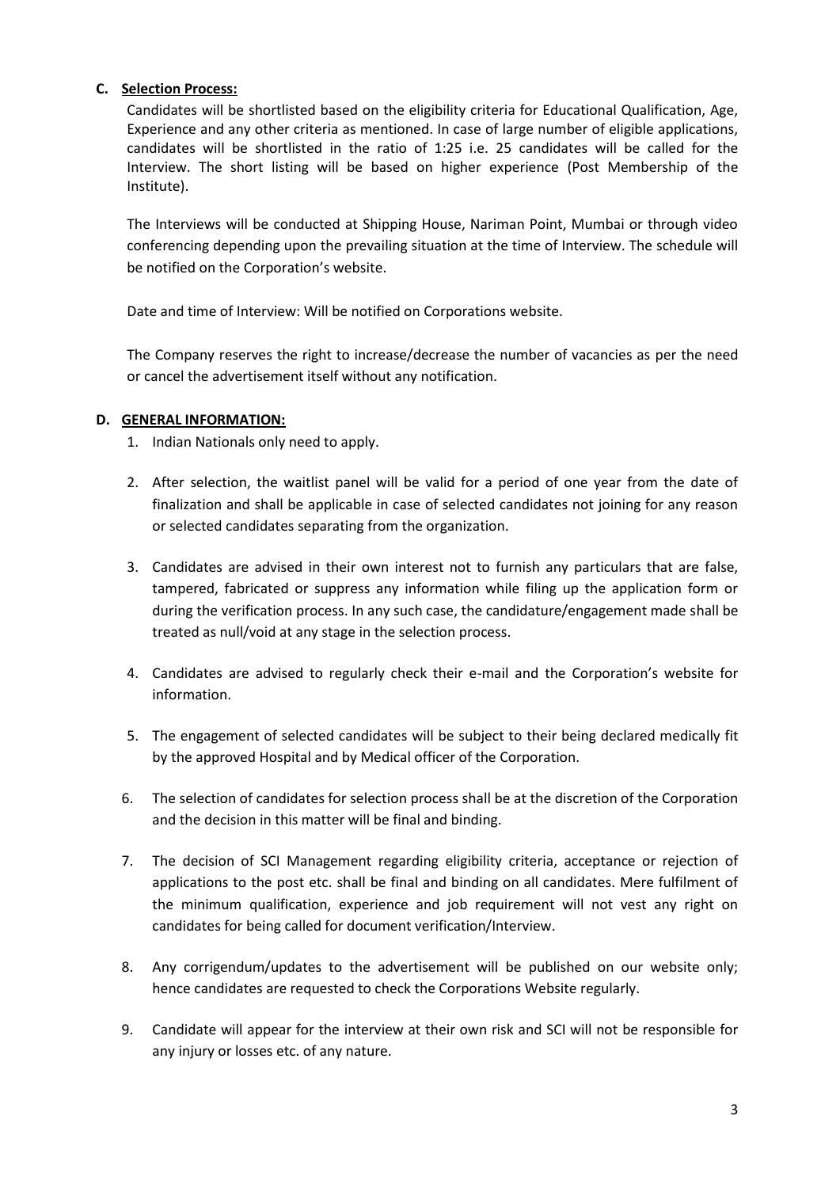## C. Selection Process:

Candidates will be shortlisted based on the eligibility criteria for Educational Qualification, Age, Experience and any other criteria as mentioned. In case of large number of eligible applications, candidates will be shortlisted in the ratio of 1:25 i.e. 25 candidates will be called for the Interview. The short listing will be based on higher experience (Post Membership of the Institute).

The Interviews will be conducted at Shipping House, Nariman Point, Mumbai or through video conferencing depending upon the prevailing situation at the time of Interview. The schedule will be notified on the Corporation's website.

Date and time of Interview: Will be notified on Corporations website.

The Company reserves the right to increase/decrease the number of vacancies as per the need or cancel the advertisement itself without any notification.

## D. GENERAL INFORMATION:

1. Indian Nationals only need to apply.

2. After selection, the waitlist panel will be valid for a period of one year from the date of finalization and shall be applicable in case of selected candidates not joining for any reason or selected candidates separating from the organization.

3. Candidates are advised in their own interest not to furnish any particulars that are false, tampered, fabricated or suppress any information while filing up the application form or during the verification process. In any such case, the candidature/engagement made shall be treated as null/void at any stage in the selection process.

4. Candidates are advised to regularly check their e-mail and the Corporation's website for information.

5. The engagement of selected candidates will be subject to their being declared medically fit by the approved Hospital and by Medical officer of the Corporation.

6. The selection of candidates for selection process shall be at the discretion of the Corporation and the decision in this matter will be final and binding.

7. The decision of SCI Management regarding eligibility criteria, acceptance or rejection of applications to the post etc. shall be final and binding on all candidates. Mere fulfilment of the minimum qualification, experience and job requirement will not vest any right on candidates for being called for document verification/Interview.

8. Any corrigendum/updates to the advertisement will be published on our website only; hence candidates are requested to check the Corporations Website regularly.

9. Candidate will appear for the interview at their own risk and SCI will not be responsible for any injury or losses etc. of any nature.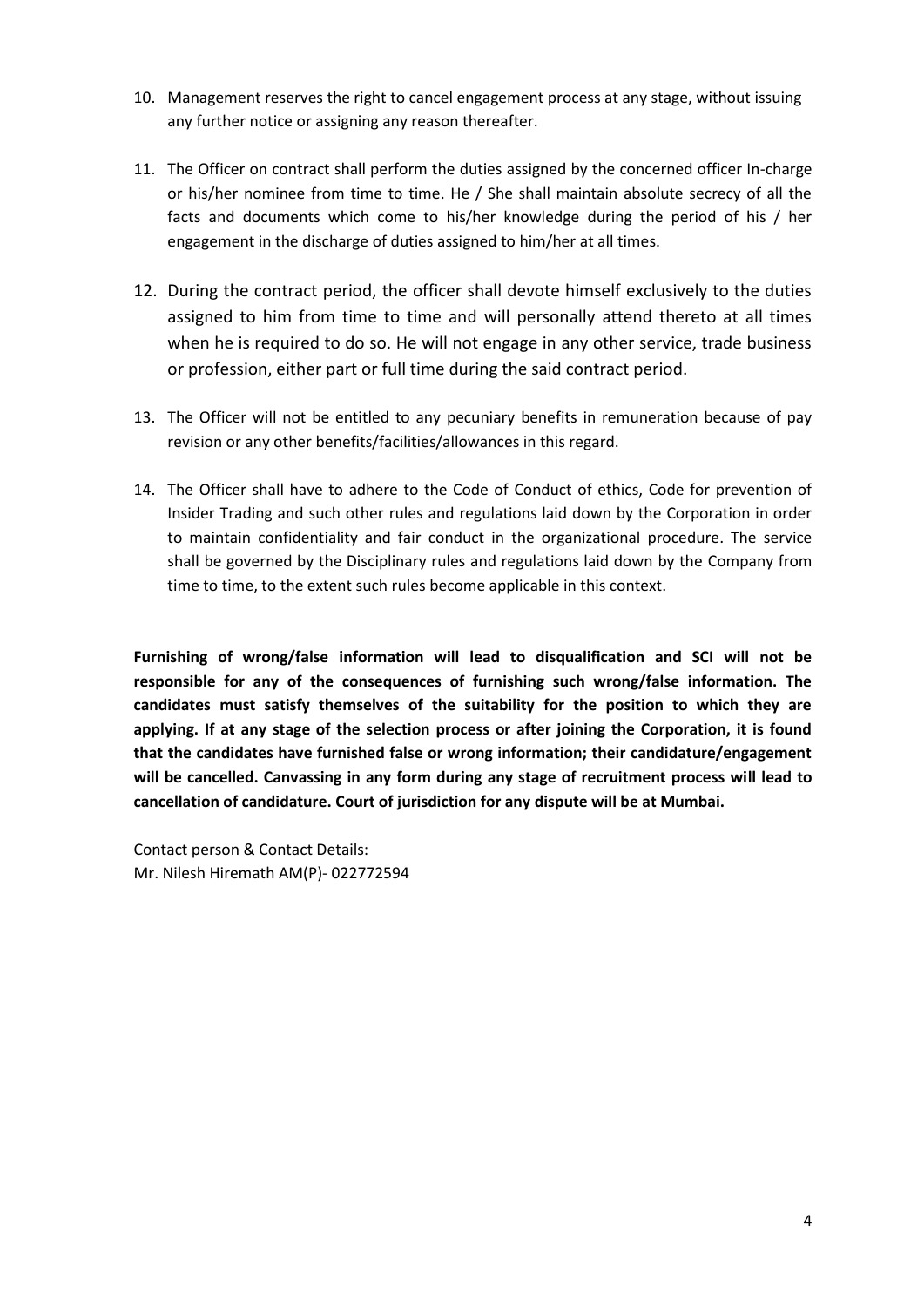10. Management reserves the right to cancel engagement process at any stage, without issuing any further notice or assigning any reason thereafter.

11. The Officer on contract shall perform the duties assigned by the concerned officer In-charge or his/her nominee from time to time. He / She shall maintain absolute secrecy of all the facts and documents which come to his/her knowledge during the period of his / her engagement in the discharge of duties assigned to him/her at all times.

12. During the contract period, the officer shall devote himself exclusively to the duties assigned to him from time to time and will personally attend thereto at all times when he is required to do so. He will not engage in any other service, trade business or profession, either part or full time during the said contract period.

13. The Officer will not be entitled to any pecuniary benefits in remuneration because of pay revision or any other benefits/facilities/allowances in this regard.

14. The Officer shall have to adhere to the Code of Conduct of ethics, Code for prevention of Insider Trading and such other rules and regulations laid down by the Corporation in order to maintain confidentiality and fair conduct in the organizational procedure. The service shall be governed by the Disciplinary rules and regulations laid down by the Company from time to time, to the extent such rules become applicable in this context.

**Furnishing of wrong/false information will lead to disqualification and SCI will not be responsible for any of the consequences of furnishing such wrong/false information. The candidates must satisfy themselves of the suitability for the position to which they are applying. If at any stage of the selection process or after joining the Corporation, it is found that the candidates have furnished false or wrong information; their candidature/engagement will be cancelled. Canvassing in any form during any stage of recruitment process will lead to cancellation of candidature. Court of jurisdiction for any dispute will be at Mumbai.**

Contact person & Contact Details:
Mr. Nilesh Hiremath AM(P)- 022772594